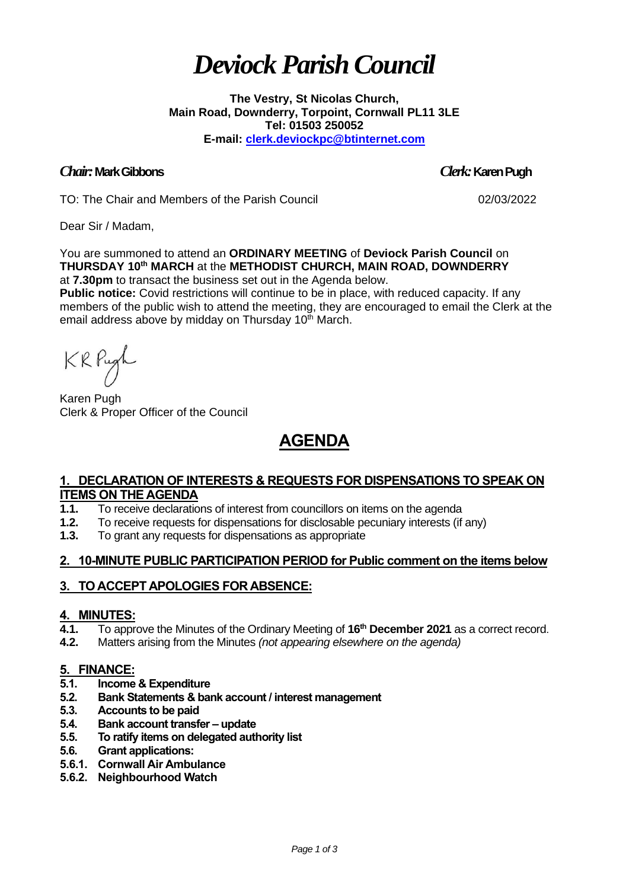# Deviock Parish Council

**The Vestry, St Nicolas Church,**
**Main Road, Downderry, Torpoint, Cornwall PL11 3LE**
**Tel: 01503 250052**
**E-mail: clerk.deviockpc@btinternet.com**

***Chair:* Mark Gibbons** ***Clerk:* Karen Pugh**

TO: The Chair and Members of the Parish Council 02/03/2022

Dear Sir / Madam,

You are summoned to attend an **ORDINARY MEETING** of **Deviock Parish Council** on **THURSDAY 10th MARCH** at the **METHODIST CHURCH, MAIN ROAD, DOWNDERRY** at **7.30pm** to transact the business set out in the Agenda below.

**Public notice:** Covid restrictions will continue to be in place, with reduced capacity. If any members of the public wish to attend the meeting, they are encouraged to email the Clerk at the email address above by midday on Thursday 10th March.

KR Pugh

Karen Pugh
Clerk & Proper Officer of the Council

## AGENDA

### 1. DECLARATION OF INTERESTS & REQUESTS FOR DISPENSATIONS TO SPEAK ON ITEMS ON THE AGENDA

**1.1.** To receive declarations of interest from councillors on items on the agenda
**1.2.** To receive requests for dispensations for disclosable pecuniary interests (if any)
**1.3.** To grant any requests for dispensations as appropriate

### 2. 10-MINUTE PUBLIC PARTICIPATION PERIOD for Public comment on the items below

### 3. TO ACCEPT APOLOGIES FOR ABSENCE:

### 4. MINUTES:

**4.1.** To approve the Minutes of the Ordinary Meeting of **16th December 2021** as a correct record.
**4.2.** Matters arising from the Minutes *(not appearing elsewhere on the agenda)*

### 5. FINANCE:

**5.1. Income & Expenditure**
**5.2. Bank Statements & bank account / interest management**
**5.3. Accounts to be paid**
**5.4. Bank account transfer – update**
**5.5. To ratify items on delegated authority list**
**5.6. Grant applications:**
**5.6.1. Cornwall Air Ambulance**
**5.6.2. Neighbourhood Watch**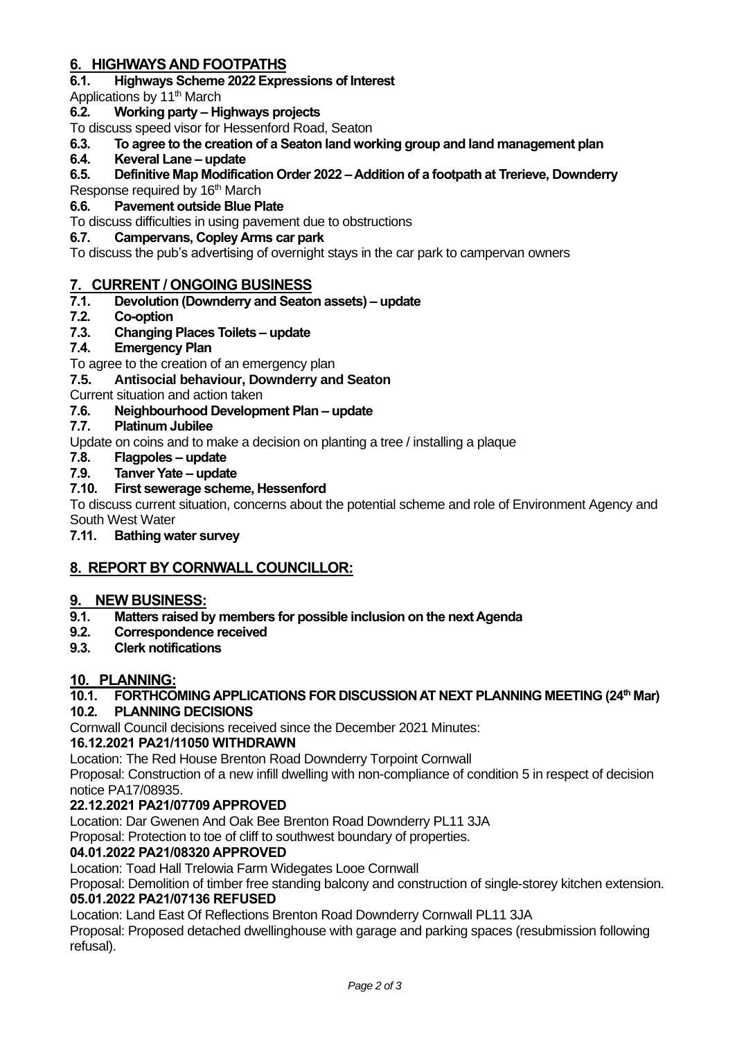## 6. HIGHWAYS AND FOOTPATHS

### 6.1. Highways Scheme 2022 Expressions of Interest

Applications by 11th March

### 6.2. Working party – Highways projects

To discuss speed visor for Hessenford Road, Seaton

### 6.3. To agree to the creation of a Seaton land working group and land management plan

### 6.4. Keveral Lane – update

### 6.5. Definitive Map Modification Order 2022 – Addition of a footpath at Trerieve, Downderry

Response required by 16th March

### 6.6. Pavement outside Blue Plate

To discuss difficulties in using pavement due to obstructions

### 6.7. Campervans, Copley Arms car park

To discuss the pub's advertising of overnight stays in the car park to campervan owners

## 7. CURRENT / ONGOING BUSINESS

### 7.1. Devolution (Downderry and Seaton assets) – update

### 7.2. Co-option

### 7.3. Changing Places Toilets – update

### 7.4. Emergency Plan

To agree to the creation of an emergency plan

### 7.5. Antisocial behaviour, Downderry and Seaton

Current situation and action taken

### 7.6. Neighbourhood Development Plan – update

### 7.7. Platinum Jubilee

Update on coins and to make a decision on planting a tree / installing a plaque

### 7.8. Flagpoles – update

### 7.9. Tanver Yate – update

### 7.10. First sewerage scheme, Hessenford

To discuss current situation, concerns about the potential scheme and role of Environment Agency and South West Water

### 7.11. Bathing water survey

## 8. REPORT BY CORNWALL COUNCILLOR:

## 9. NEW BUSINESS:

### 9.1. Matters raised by members for possible inclusion on the next Agenda

### 9.2. Correspondence received

### 9.3. Clerk notifications

## 10. PLANNING:

### 10.1. FORTHCOMING APPLICATIONS FOR DISCUSSION AT NEXT PLANNING MEETING (24th Mar)

### 10.2. PLANNING DECISIONS

Cornwall Council decisions received since the December 2021 Minutes:

**16.12.2021 PA21/11050 WITHDRAWN**

Location: The Red House Brenton Road Downderry Torpoint Cornwall

Proposal: Construction of a new infill dwelling with non-compliance of condition 5 in respect of decision notice PA17/08935.

**22.12.2021 PA21/07709 APPROVED**

Location: Dar Gwenen And Oak Bee Brenton Road Downderry PL11 3JA

Proposal: Protection to toe of cliff to southwest boundary of properties.

**04.01.2022 PA21/08320 APPROVED**

Location: Toad Hall Trelowia Farm Widegates Looe Cornwall

Proposal: Demolition of timber free standing balcony and construction of single-storey kitchen extension.

**05.01.2022 PA21/07136 REFUSED**

Location: Land East Of Reflections Brenton Road Downderry Cornwall PL11 3JA

Proposal: Proposed detached dwellinghouse with garage and parking spaces (resubmission following refusal).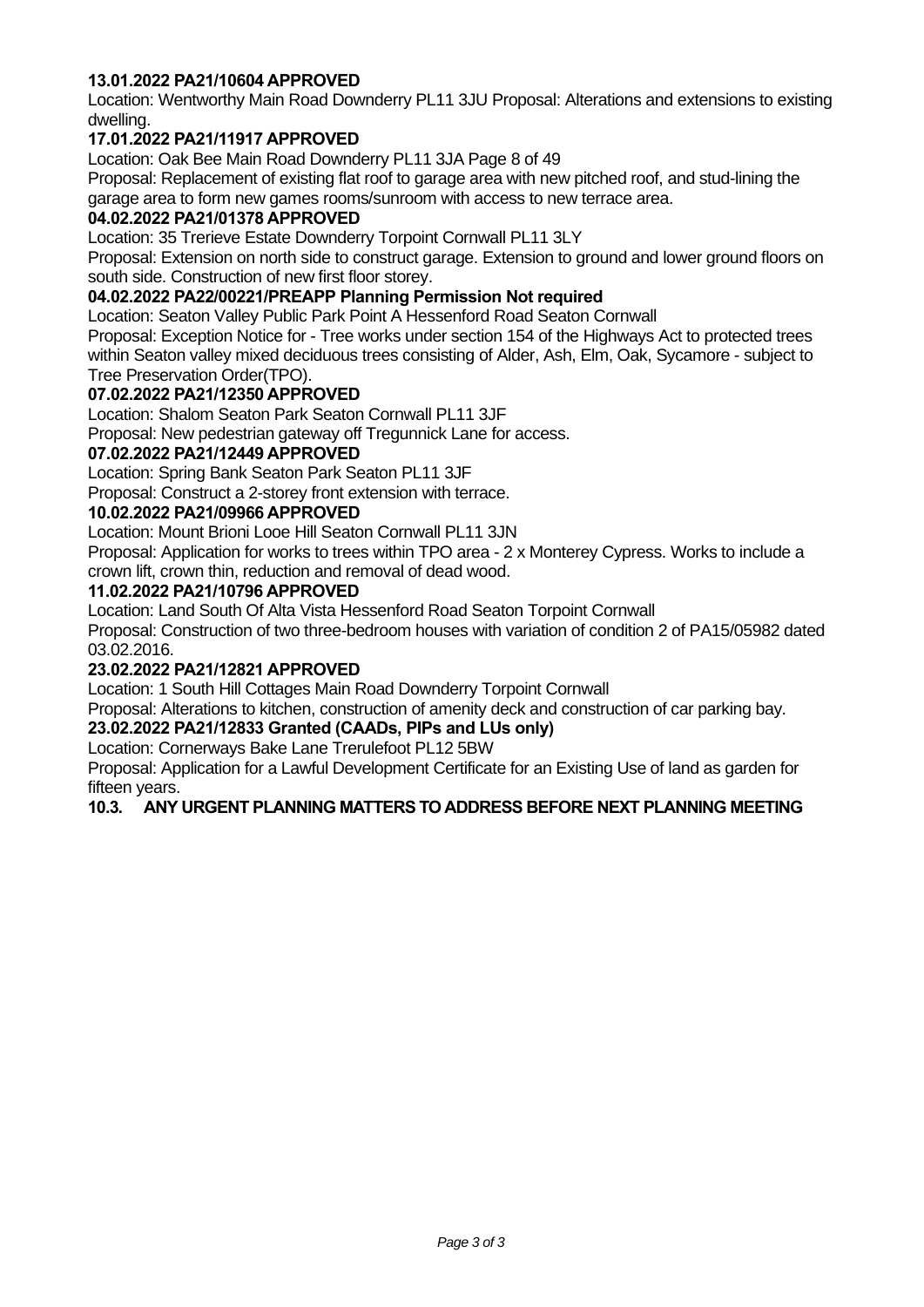**13.01.2022 PA21/10604 APPROVED**

Location: Wentworthy Main Road Downderry PL11 3JU Proposal: Alterations and extensions to existing dwelling.

**17.01.2022 PA21/11917 APPROVED**

Location: Oak Bee Main Road Downderry PL11 3JA Page 8 of 49

Proposal: Replacement of existing flat roof to garage area with new pitched roof, and stud-lining the garage area to form new games rooms/sunroom with access to new terrace area.

**04.02.2022 PA21/01378 APPROVED**

Location: 35 Trerieve Estate Downderry Torpoint Cornwall PL11 3LY

Proposal: Extension on north side to construct garage. Extension to ground and lower ground floors on south side. Construction of new first floor storey.

**04.02.2022 PA22/00221/PREAPP Planning Permission Not required**

Location: Seaton Valley Public Park Point A Hessenford Road Seaton Cornwall

Proposal: Exception Notice for - Tree works under section 154 of the Highways Act to protected trees within Seaton valley mixed deciduous trees consisting of Alder, Ash, Elm, Oak, Sycamore - subject to Tree Preservation Order(TPO).

**07.02.2022 PA21/12350 APPROVED**

Location: Shalom Seaton Park Seaton Cornwall PL11 3JF

Proposal: New pedestrian gateway off Tregunnick Lane for access.

**07.02.2022 PA21/12449 APPROVED**

Location: Spring Bank Seaton Park Seaton PL11 3JF

Proposal: Construct a 2-storey front extension with terrace.

**10.02.2022 PA21/09966 APPROVED**

Location: Mount Brioni Looe Hill Seaton Cornwall PL11 3JN

Proposal: Application for works to trees within TPO area - 2 x Monterey Cypress. Works to include a crown lift, crown thin, reduction and removal of dead wood.

**11.02.2022 PA21/10796 APPROVED**

Location: Land South Of Alta Vista Hessenford Road Seaton Torpoint Cornwall

Proposal: Construction of two three-bedroom houses with variation of condition 2 of PA15/05982 dated 03.02.2016.

**23.02.2022 PA21/12821 APPROVED**

Location: 1 South Hill Cottages Main Road Downderry Torpoint Cornwall

Proposal: Alterations to kitchen, construction of amenity deck and construction of car parking bay.

**23.02.2022 PA21/12833 Granted (CAADs, PIPs and LUs only)**

Location: Cornerways Bake Lane Trerulefoot PL12 5BW

Proposal: Application for a Lawful Development Certificate for an Existing Use of land as garden for fifteen years.

**10.3. ANY URGENT PLANNING MATTERS TO ADDRESS BEFORE NEXT PLANNING MEETING**